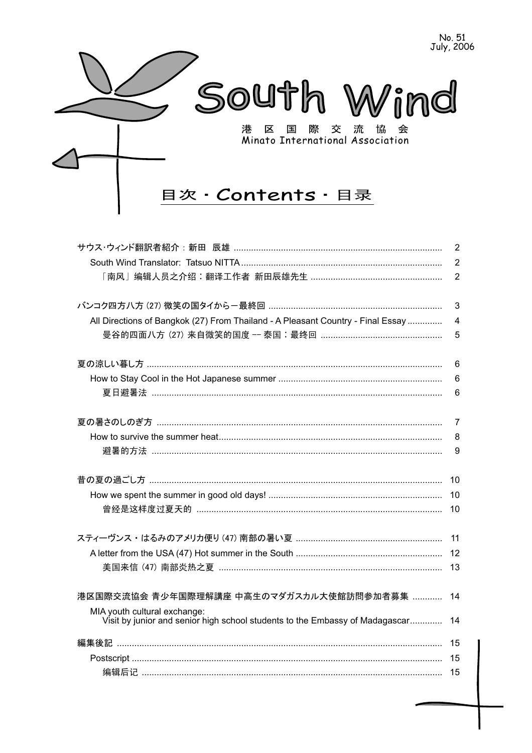No. 51
July, 2006

# South Wind

港 区 国 際 交 流 協 会
Minato International Association

## 目次 · Contents · 目录

| | |
|---|---|
| サウス·ウィンド翻訳者紹介：新田　辰雄 | 2 |
| South Wind Translator: Tatsuo NITTA | 2 |
| 「南风」编辑人员之介绍：翻译工作者 新田辰雄先生 | 2 |
| バンコク四方八方 (27) 微笑の国タイから－最終回 | 3 |
| All Directions of Bangkok (27) From Thailand - A Pleasant Country - Final Essay | 4 |
| 曼谷的四面八方 (27) 来自微笑的国度 -- 泰国：最终回 | 5 |
| 夏の涼しい暮し方 | 6 |
| How to Stay Cool in the Hot Japanese summer | 6 |
| 夏日避暑法 | 6 |
| 夏の暑さのしのぎ方 | 7 |
| How to survive the summer heat | 8 |
| 避暑的方法 | 9 |
| 昔の夏の過ごし方 | 10 |
| How we spent the summer in good old days! | 10 |
| 曾经是这样度过夏天的 | 10 |
| スティーヴンス・はるみのアメリカ便り (47) 南部の暑い夏 | 11 |
| A letter from the USA (47) Hot summer in the South | 12 |
| 美国来信 (47) 南部炎热之夏 | 13 |
| 港区国際交流協会 青少年国際理解講座 中高生のマダガスカル大使館訪問参加者募集 | 14 |
| MIA youth cultural exchange: Visit by junior and senior high school students to the Embassy of Madagascar | 14 |
| 編集後記 | 15 |
| Postscript | 15 |
| 编辑后记 | 15 |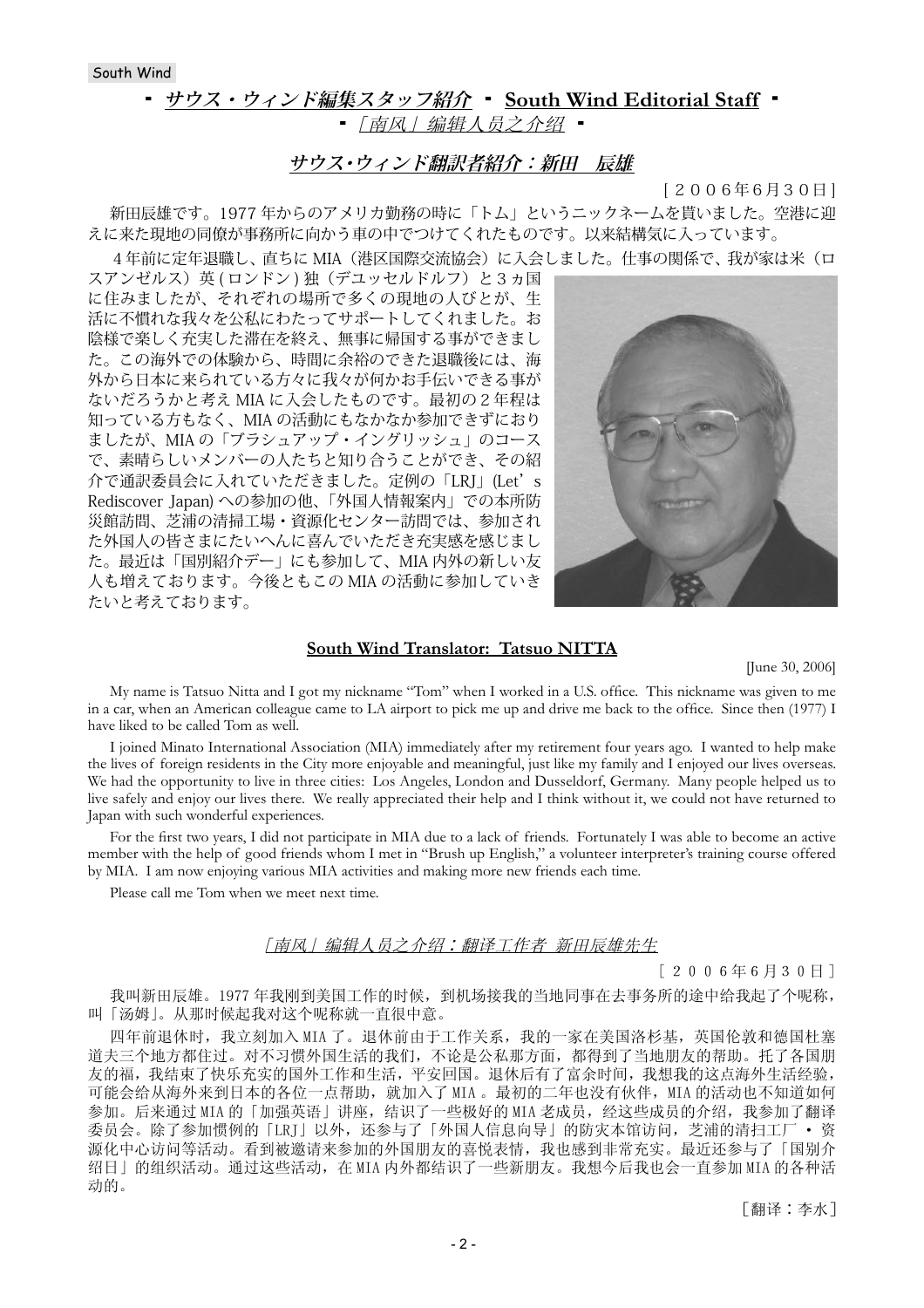South Wind

## ・サウス・ウィンド編集スタッフ紹介 ・ South Wind Editorial Staff ・ ・「南风」编辑人员之介绍 ・

### サウス･ウィンド翻訳者紹介：新田　辰雄

［２００６年６月３０日］

新田辰雄です。1977 年からのアメリカ勤務の時に「トム」というニックネームを貰いました。空港に迎えに来た現地の同僚が事務所に向かう車の中でつけてくれたものです。以来結構気に入っています。

４年前に定年退職し、直ちに MIA（港区国際交流協会）に入会しました。仕事の関係で、我が家は米（ロスアンゼルス）英 ( ロンドン ) 独（デユッセルドルフ）と３ヵ国に住みましたが、それぞれの場所で多くの現地の人びとが、生活に不慣れな我々を公私にわたってサポートしてくれました。お陰様で楽しく充実した滞在を終え、無事に帰国する事ができました。この海外での体験から、時間に余裕のできた退職後には、海外から日本に来られている方々に我々が何かお手伝いできる事がないだろうかと考え MIA に入会したものです。最初の２年程は知っている方もなく、MIA の活動にもなかなか参加できずにおりましたが、MIA の「ブラシュアップ・イングリッシュ」のコースで、素晴らしいメンバーの人たちと知り合うことができ、その紹介で通訳委員会に入れていただきました。定例の「LRJ」(Let's Rediscover Japan) への参加の他、「外国人情報案内」での本所防災館訪問、芝浦の清掃工場・資源化センター訪問では、参加された外国人の皆さまにたいへんに喜んでいただき充実感を感じました。最近は「国別紹介デー」にも参加して、MIA 内外の新しい友人も増えております。今後ともこの MIA の活動に参加していきたいと考えております。

### South Wind Translator: Tatsuo NITTA

[June 30, 2006]

My name is Tatsuo Nitta and I got my nickname "Tom" when I worked in a U.S. office. This nickname was given to me in a car, when an American colleague came to LA airport to pick me up and drive me back to the office. Since then (1977) I have liked to be called Tom as well.

I joined Minato International Association (MIA) immediately after my retirement four years ago. I wanted to help make the lives of foreign residents in the City more enjoyable and meaningful, just like my family and I enjoyed our lives overseas. We had the opportunity to live in three cities: Los Angeles, London and Dusseldorf, Germany. Many people helped us to live safely and enjoy our lives there. We really appreciated their help and I think without it, we could not have returned to Japan with such wonderful experiences.

For the first two years, I did not participate in MIA due to a lack of friends. Fortunately I was able to become an active member with the help of good friends whom I met in "Brush up English," a volunteer interpreter's training course offered by MIA. I am now enjoying various MIA activities and making more new friends each time.

Please call me Tom when we meet next time.

### 「南风」编辑人员之介绍：翻译工作者 新田辰雄先生

［２００６年６月３０日］

我叫新田辰雄。1977 年我刚到美国工作的时候，到机场接我的当地同事在去事务所的途中给我起了个昵称，叫「汤姆」。从那时候起我对这个昵称就一直很中意。

四年前退休时，我立刻加入 MIA 了。退休前由于工作关系，我的一家在美国洛杉基，英国伦敦和德国杜塞道夫三个地方都住过。对不习惯外国生活的我们，不论是公私那方面，都得到了当地朋友的帮助。托了各国朋友的福，我结束了快乐充实的国外工作和生活，平安回国。退休后有了富余时间，我想我的这点海外生活经验，可能会给从海外来到日本的各位一点帮助，就加入了 MIA 。最初的二年也没有伙伴，MIA 的活动也不知道如何参加。后来通过 MIA 的「加强英语」讲座，结识了一些极好的 MIA 老成员，经这些成员的介绍，我参加了翻译委员会。除了参加惯例的「LRJ」以外，还参与了「外国人信息向导」的防灾本馆访问，芝浦的清扫工厂 ・ 资源化中心访问等活动。看到被邀请来参加的外国朋友的喜悦表情，我也感到非常充实。最近还参与了「国别介绍日」的组织活动。通过这些活动，在 MIA 内外都结识了一些新朋友。我想今后我也会一直参加 MIA 的各种活动的。

［翻译：李水］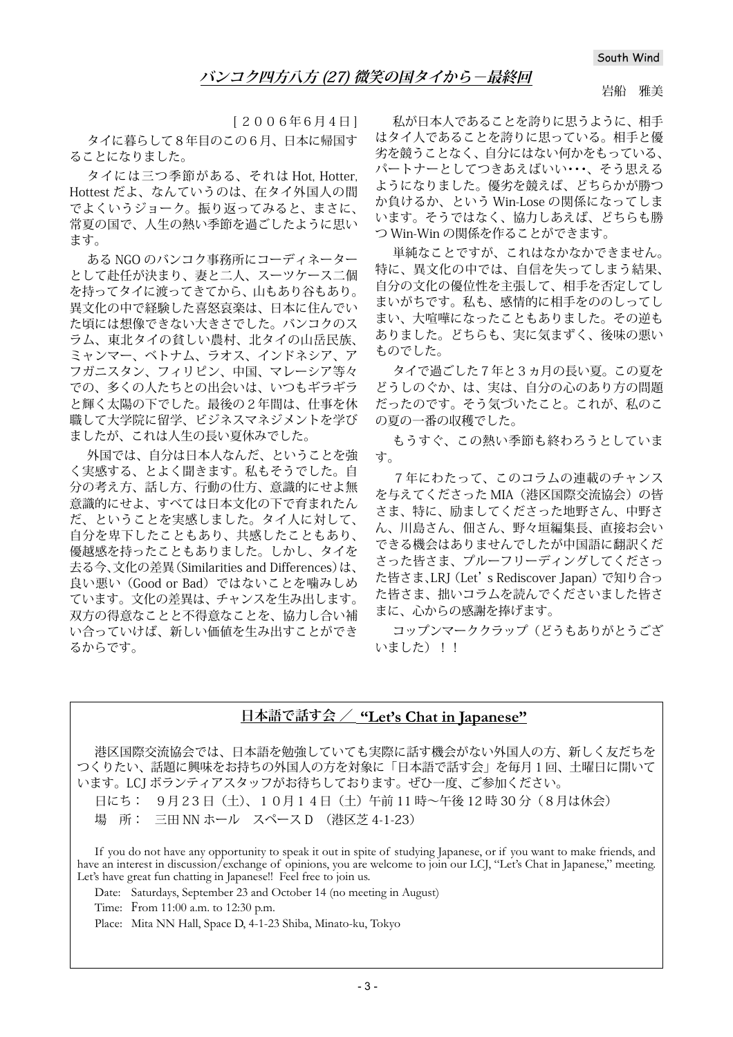## *バンコク四方八方 (27) 微笑の国タイから－最終回*

岩船　雅美

［２００６年６月４日］

タイに暮らして８年目のこの６月、日本に帰国することになりました。

タイには三つ季節がある、それは Hot, Hotter, Hottest だよ、なんていうのは、在タイ外国人の間でよくいうジョーク。振り返ってみると、まさに、常夏の国で、人生の熱い季節を過ごしたように思います。

ある NGO のバンコク事務所にコーディネーターとして赴任が決まり、妻と二人、スーツケース二個を持ってタイに渡ってきてから、山もあり谷もあり。異文化の中で経験した喜怒哀楽は、日本に住んでいた頃には想像できない大きさでした。バンコクのスラム、東北タイの貧しい農村、北タイの山岳民族、ミャンマー、ベトナム、ラオス、インドネシア、アフガニスタン、フィリピン、中国、マレーシア等々での、多くの人たちとの出会いは、いつもギラギラと輝く太陽の下でした。最後の２年間は、仕事を休職して大学院に留学、ビジネスマネジメントを学びましたが、これは人生の長い夏休みでした。

外国では、自分は日本人なんだ、ということを強く実感する、とよく聞きます。私もそうでした。自分の考え方、話し方、行動の仕方、意識的にせよ無意識的にせよ、すべては日本文化の下で育まれたんだ、ということを実感しました。タイ人に対して、自分を卑下したこともあり、共感したこともあり、優越感を持ったこともありました。しかし、タイを去る今、文化の差異（Similarities and Differences）は、良い悪い（Good or Bad）ではないことを噛みしめています。文化の差異は、チャンスを生み出します。双方の得意なことと不得意なことを、協力し合い補い合っていけば、新しい価値を生み出すことができるからです。

私が日本人であることを誇りに思うように、相手はタイ人であることを誇りに思っている。相手と優劣を競うことなく、自分にはない何かをもっている、パートナーとしてつきあえばいい･･･、そう思えるようになりました。優劣を競えば、どちらかが勝つか負けるか、という Win-Lose の関係になってしまいます。そうではなく、協力しあえば、どちらも勝つ Win-Win の関係を作ることができます。

単純なことですが、これはなかなかできません。特に、異文化の中では、自信を失ってしまう結果、自分の文化の優位性を主張して、相手を否定してしまいがちです。私も、感情的に相手をののしってしまい、大喧嘩になったこともありました。その逆もありました。どちらも、実に気まずく、後味の悪いものでした。

タイで過ごした７年と３ヵ月の長い夏。この夏をどうしのぐか、は、実は、自分の心のあり方の問題だったのです。そう気づいたこと。これが、私のこの夏の一番の収穫でした。

もうすぐ、この熱い季節も終わろうとしています。

７年にわたって、このコラムの連載のチャンスを与えてくださった MIA（港区国際交流協会）の皆さま、特に、励ましてくださった地野さん、中野さん、川島さん、佃さん、野々垣編集長、直接お会いできる機会はありませんでしたが中国語に翻訳くださった皆さま、プルーフリーディングしてくださった皆さま、LRJ（Let's Rediscover Japan）で知り合った皆さま、拙いコラムを読んでくださいました皆さまに、心からの感謝を捧げます。

コップンマーククラップ（どうもありがとうございました）！！

---

## 日本語で話す会 ／ **"Let's Chat in Japanese"**

港区国際交流協会では、日本語を勉強していても実際に話す機会がない外国人の方、新しく友だちをつくりたい、話題に興味をお持ちの外国人の方を対象に「日本語で話す会」を毎月１回、土曜日に開いています。LCJ ボランティアスタッフがお待ちしております。ぜひ一度、ご参加ください。

日にち：　９月２３日（土）、１０月１４日（土）午前 11 時～午後 12 時 30 分（８月は休会）

場　所：　三田 NN ホール　スペース D　（港区芝 4-1-23）

If you do not have any opportunity to speak it out in spite of studying Japanese, or if you want to make friends, and have an interest in discussion/exchange of opinions, you are welcome to join our LCJ, "Let's Chat in Japanese," meeting. Let's have great fun chatting in Japanese!! Feel free to join us.

Date: Saturdays, September 23 and October 14 (no meeting in August)

Time: From 11:00 a.m. to 12:30 p.m.

Place: Mita NN Hall, Space D, 4-1-23 Shiba, Minato-ku, Tokyo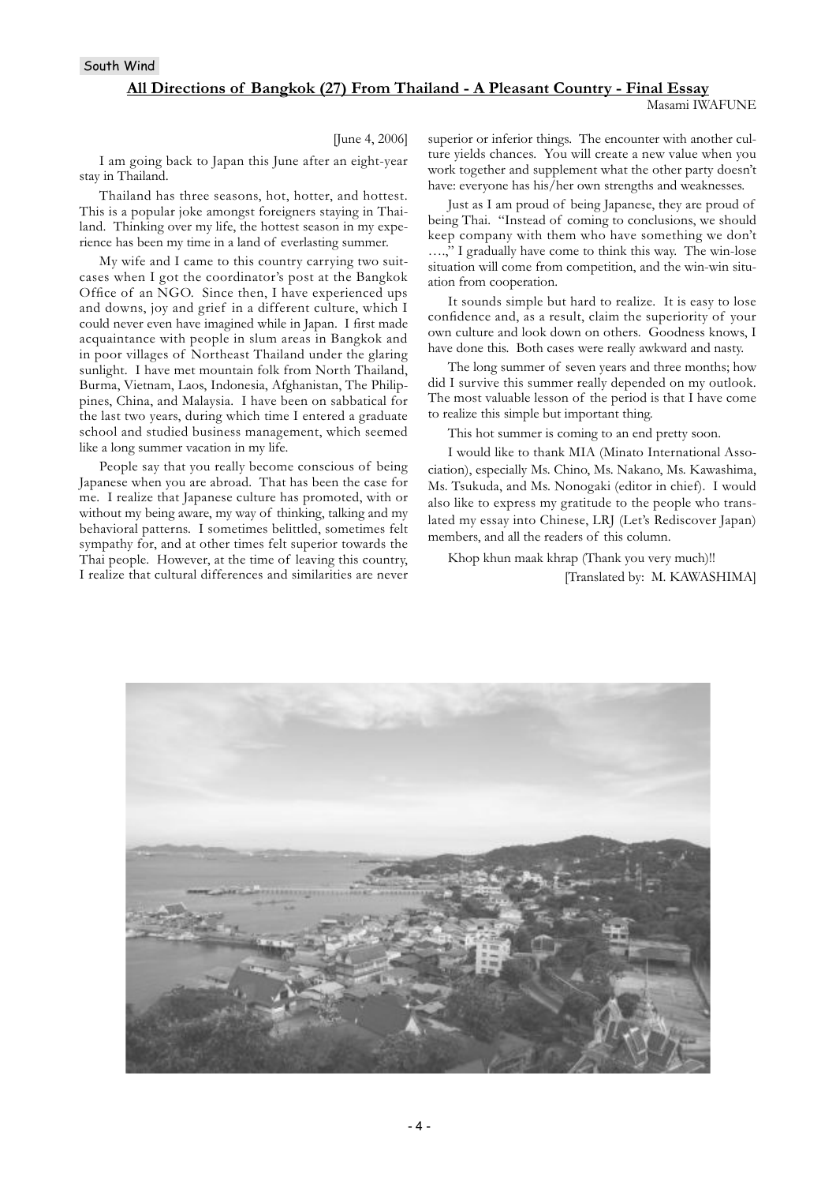South Wind

## All Directions of Bangkok (27) From Thailand - A Pleasant Country - Final Essay

Masami IWAFUNE

[June 4, 2006]

I am going back to Japan this June after an eight-year stay in Thailand.

Thailand has three seasons, hot, hotter, and hottest. This is a popular joke amongst foreigners staying in Thailand. Thinking over my life, the hottest season in my experience has been my time in a land of everlasting summer.

My wife and I came to this country carrying two suitcases when I got the coordinator's post at the Bangkok Office of an NGO. Since then, I have experienced ups and downs, joy and grief in a different culture, which I could never even have imagined while in Japan. I first made acquaintance with people in slum areas in Bangkok and in poor villages of Northeast Thailand under the glaring sunlight. I have met mountain folk from North Thailand, Burma, Vietnam, Laos, Indonesia, Afghanistan, The Philippines, China, and Malaysia. I have been on sabbatical for the last two years, during which time I entered a graduate school and studied business management, which seemed like a long summer vacation in my life.

People say that you really become conscious of being Japanese when you are abroad. That has been the case for me. I realize that Japanese culture has promoted, with or without my being aware, my way of thinking, talking and my behavioral patterns. I sometimes belittled, sometimes felt sympathy for, and at other times felt superior towards the Thai people. However, at the time of leaving this country, I realize that cultural differences and similarities are never superior or inferior things. The encounter with another culture yields chances. You will create a new value when you work together and supplement what the other party doesn't have: everyone has his/her own strengths and weaknesses.

Just as I am proud of being Japanese, they are proud of being Thai. "Instead of coming to conclusions, we should keep company with them who have something we don't ….," I gradually have come to think this way. The win-lose situation will come from competition, and the win-win situation from cooperation.

It sounds simple but hard to realize. It is easy to lose confidence and, as a result, claim the superiority of your own culture and look down on others. Goodness knows, I have done this. Both cases were really awkward and nasty.

The long summer of seven years and three months; how did I survive this summer really depended on my outlook. The most valuable lesson of the period is that I have come to realize this simple but important thing.

This hot summer is coming to an end pretty soon.

I would like to thank MIA (Minato International Association), especially Ms. Chino, Ms. Nakano, Ms. Kawashima, Ms. Tsukuda, and Ms. Nonogaki (editor in chief). I would also like to express my gratitude to the people who translated my essay into Chinese, LRJ (Let's Rediscover Japan) members, and all the readers of this column.

Khop khun maak khrap (Thank you very much)!!

[Translated by: M. KAWASHIMA]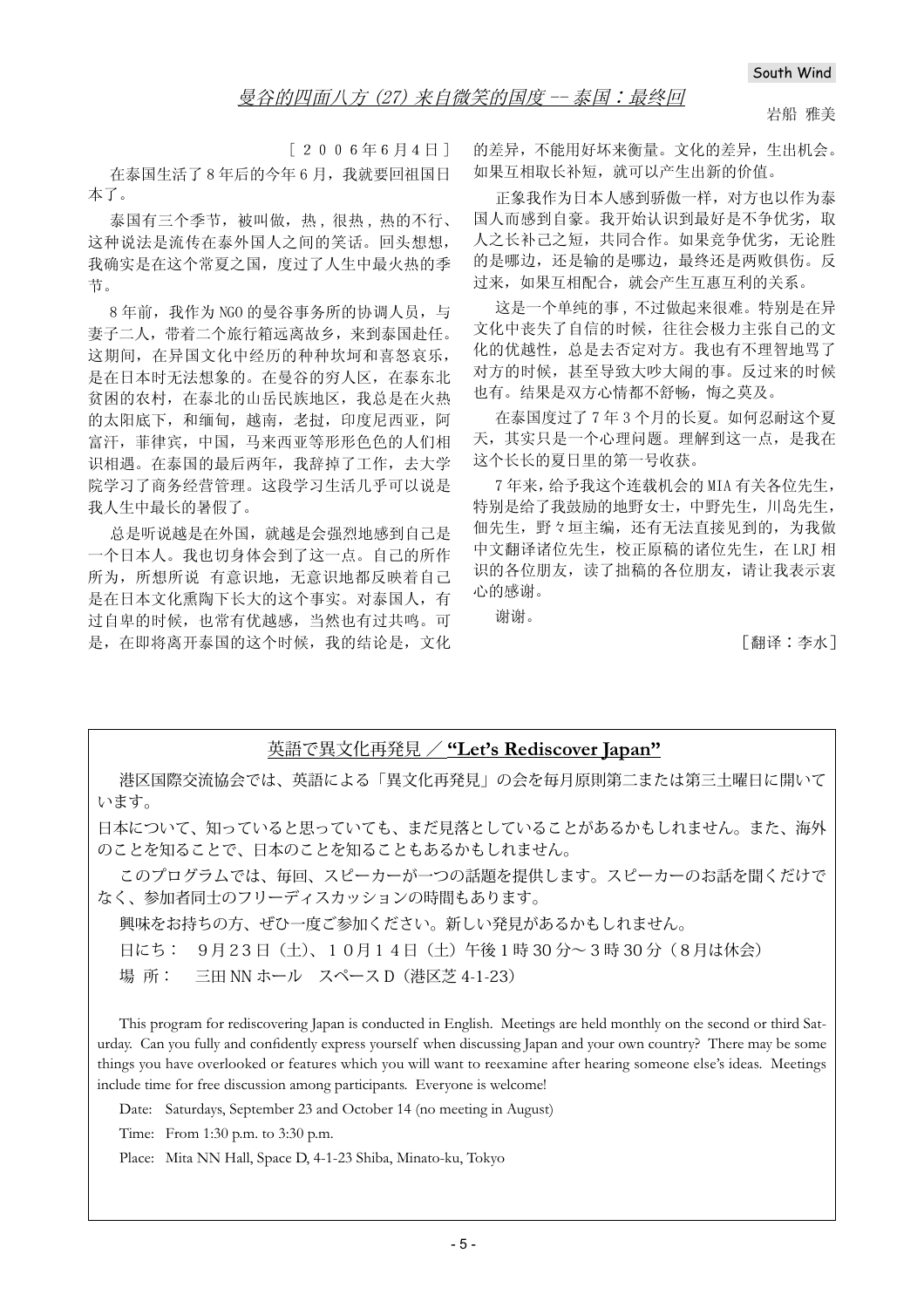South Wind

## 曼谷的四面八方（27）来自微笑的国度 -- 泰国：最终回

岩船 雅美

［２００６年６月４日］

在泰国生活了 8 年后的今年 6 月，我就要回祖国日本了。

泰国有三个季节，被叫做，热，很热，热的不行、这种说法是流传在泰外国人之间的笑话。回头想想，我确实是在这个常夏之国，度过了人生中最火热的季节。

8 年前，我作为 NGO 的曼谷事务所的协调人员，与妻子二人，带着二个旅行箱远离故乡，来到泰国赴任。这期间，在异国文化中经历的种种坎坷和喜怒哀乐，是在日本时无法想象的。在曼谷的穷人区，在泰东北贫困的农村，在泰北的山岳民族地区，我总是在火热的太阳底下，和缅甸，越南，老挝，印度尼西亚，阿富汗，菲律宾，中国，马来西亚等形形色色的人们相识相遇。在泰国的最后两年，我辞掉了工作，去大学院学习了商务经营管理。这段学习生活几乎可以说是我人生中最长的暑假了。

总是听说越是在外国，就越是会强烈地感到自己是一个日本人。我也切身体会到了这一点。自己的所作所为，所想所说　有意识地，无意识地都反映着自己是在日本文化熏陶下长大的这个事实。对泰国人，有过自卑的时候，也常有优越感，当然也有过共鸣。可是，在即将离开泰国的这个时候，我的结论是，文化的差异，不能用好坏来衡量。文化的差异，生出机会。如果互相取长补短，就可以产生出新的价值。

正象我作为日本人感到骄傲一样，对方也以作为泰国人而感到自豪。我开始认识到最好是不争优劣，取人之长补己之短，共同合作。如果竞争优劣，无论胜的是哪边，还是输的是哪边，最终还是两败俱伤。反过来，如果互相配合，就会产生互惠互利的关系。

这是一个单纯的事，不过做起来很难。特别是在异文化中丧失了自信的时候，往往会极力主张自己的文化的优越性，总是去否定对方。我也有不理智地骂了对方的时候，甚至导致大吵大闹的事。反过来的时候也有。结果是双方心情都不舒畅，悔之莫及。

在泰国度过了 7 年 3 个月的长夏。如何忍耐这个夏天，其实只是一个心理问题。理解到这一点，是我在这个长长的夏日里的第一号收获。

7 年来，给予我这个连载机会的 MIA 有关各位先生，特别是给了我鼓励的地野女士，中野先生，川岛先生，佃先生，野々垣主编，还有无法直接见到的，为我做中文翻译诸位先生，校正原稿的诸位先生，在 LRJ 相识的各位朋友，读了拙稿的各位朋友，请让我表示衷心的感谢。

谢谢。

［翻译：李水］

---

## 英語で異文化再発見 ／ **"Let's Rediscover Japan"**

港区国際交流協会では、英語による「異文化再発見」の会を毎月原則第二または第三土曜日に開いています。

日本について、知っていると思っていても、まだ見落としていることがあるかもしれません。また、海外のことを知ることで、日本のことを知ることもあるかもしれません。

このプログラムでは、毎回、スピーカーが一つの話題を提供します。スピーカーのお話を聞くだけでなく、参加者同士のフリーディスカッションの時間もあります。

興味をお持ちの方、ぜひ一度ご参加ください。新しい発見があるかもしれません。

日にち：　９月２３日（土）、１０月１４日（土）午後 1 時 30 分～３時 30 分（８月は休会）

場 所：　三田 NN ホール　スペース D（港区芝 4-1-23）

This program for rediscovering Japan is conducted in English. Meetings are held monthly on the second or third Saturday. Can you fully and confidently express yourself when discussing Japan and your own country? There may be some things you have overlooked or features which you will want to reexamine after hearing someone else's ideas. Meetings include time for free discussion among participants. Everyone is welcome!

Date: Saturdays, September 23 and October 14 (no meeting in August)

Time: From 1:30 p.m. to 3:30 p.m.

Place: Mita NN Hall, Space D, 4-1-23 Shiba, Minato-ku, Tokyo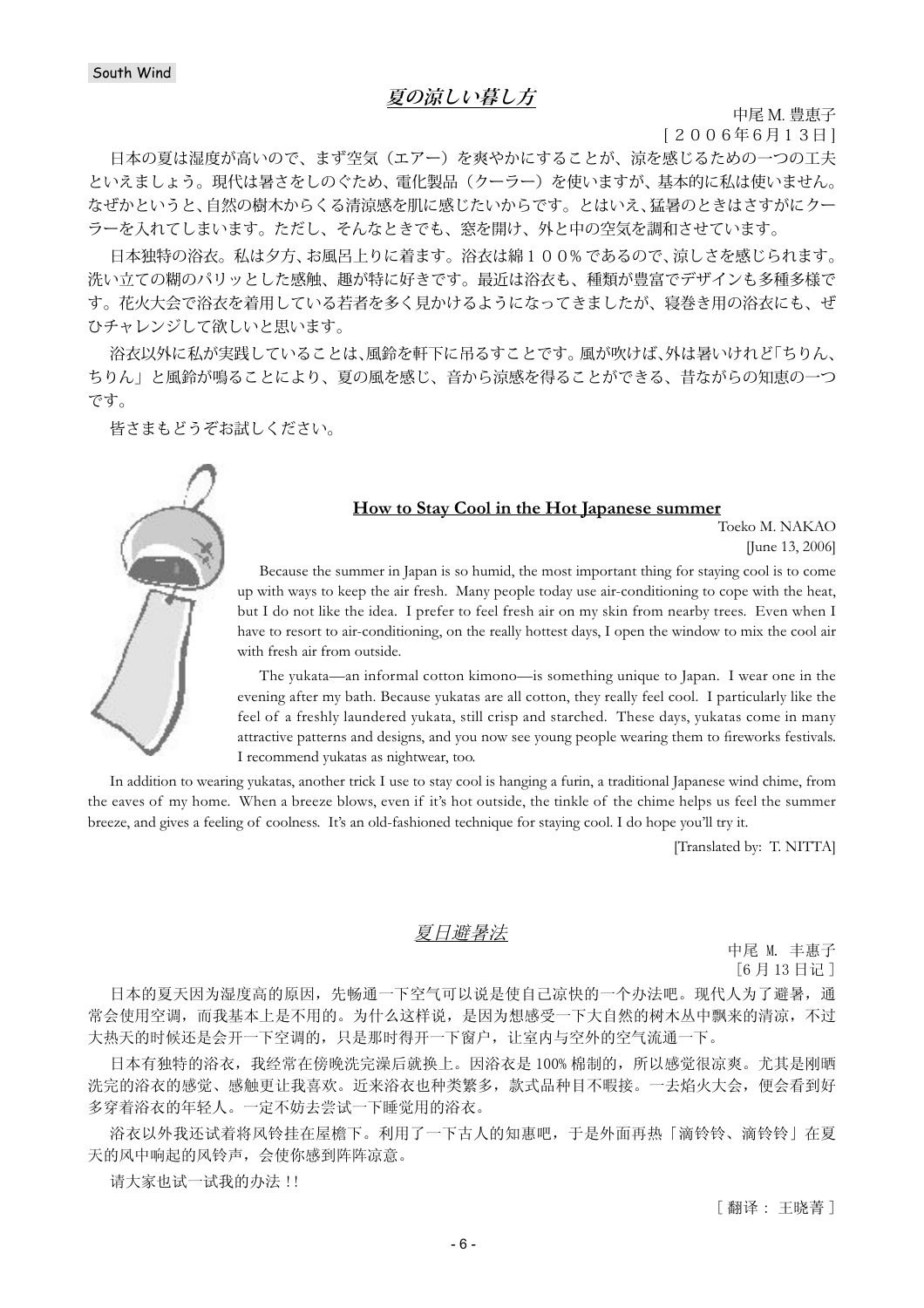## *夏の涼しい暮し方*

中尾 M. 豊恵子
［２００６年6月１３日］

日本の夏は湿度が高いので、まず空気（エアー）を爽やかにすることが、涼を感じるための一つの工夫といえましょう。現代は暑さをしのぐため、電化製品（クーラー）を使いますが、基本的に私は使いません。なぜかというと、自然の樹木からくる清涼感を肌に感じたいからです。とはいえ、猛暑のときはさすがにクーラーを入れてしまいます。ただし、そんなときでも、窓を開け、外と中の空気を調和させています。

日本独特の浴衣。私は夕方、お風呂上りに着ます。浴衣は綿１００％であるので、涼しさを感じられます。洗い立ての糊のパリッとした感触、趣が特に好きです。最近は浴衣も、種類が豊富でデザインも多種多様です。花火大会で浴衣を着用している若者を多く見かけるようになってきましたが、寝巻き用の浴衣にも、ぜひチャレンジして欲しいと思います。

浴衣以外に私が実践していることは、風鈴を軒下に吊るすことです。風が吹けば、外は暑いけれど「ちりん、ちりん」と風鈴が鳴ることにより、夏の風を感じ、音から涼感を得ることができる、昔ながらの知恵の一つです。

皆さまもどうぞお試しください。

## **How to Stay Cool in the Hot Japanese summer**

Toeko M. NAKAO
[June 13, 2006]

Because the summer in Japan is so humid, the most important thing for staying cool is to come up with ways to keep the air fresh. Many people today use air-conditioning to cope with the heat, but I do not like the idea. I prefer to feel fresh air on my skin from nearby trees. Even when I have to resort to air-conditioning, on the really hottest days, I open the window to mix the cool air with fresh air from outside.

The yukata—an informal cotton kimono—is something unique to Japan. I wear one in the evening after my bath. Because yukatas are all cotton, they really feel cool. I particularly like the feel of a freshly laundered yukata, still crisp and starched. These days, yukatas come in many attractive patterns and designs, and you now see young people wearing them to fireworks festivals. I recommend yukatas as nightwear, too.

In addition to wearing yukatas, another trick I use to stay cool is hanging a furin, a traditional Japanese wind chime, from the eaves of my home. When a breeze blows, even if it's hot outside, the tinkle of the chime helps us feel the summer breeze, and gives a feeling of coolness. It's an old-fashioned technique for staying cool. I do hope you'll try it.

[Translated by: T. NITTA]

## *夏日避暑法*

中尾 M. 丰惠子
［6 月 13 日记］

日本的夏天因为湿度高的原因，先畅通一下空气可以说是使自己凉快的一个办法吧。现代人为了避暑，通常会使用空调，而我基本上是不用的。为什么这样说，是因为想感受一下大自然的树木丛中飘来的清凉，不过大热天的时候还是会开一下空调的，只是那时得开一下窗户，让室内与空外的空气流通一下。

日本有独特的浴衣，我经常在傍晚洗完澡后就换上。因浴衣是 100% 棉制的，所以感觉很凉爽。尤其是刚晒洗完的浴衣的感觉、感触更让我喜欢。近来浴衣也种类繁多，款式品种目不暇接。一去焰火大会，便会看到好多穿着浴衣的年轻人。一定不妨去尝试一下睡觉用的浴衣。

浴衣以外我还试着将风铃挂在屋檐下。利用了一下古人的知惠吧，于是外面再热「滴铃铃、滴铃铃」在夏天的风中响起的风铃声，会使你感到阵阵凉意。

请大家也试一试我的办法 !!

［ 翻译 : 王晓菁 ］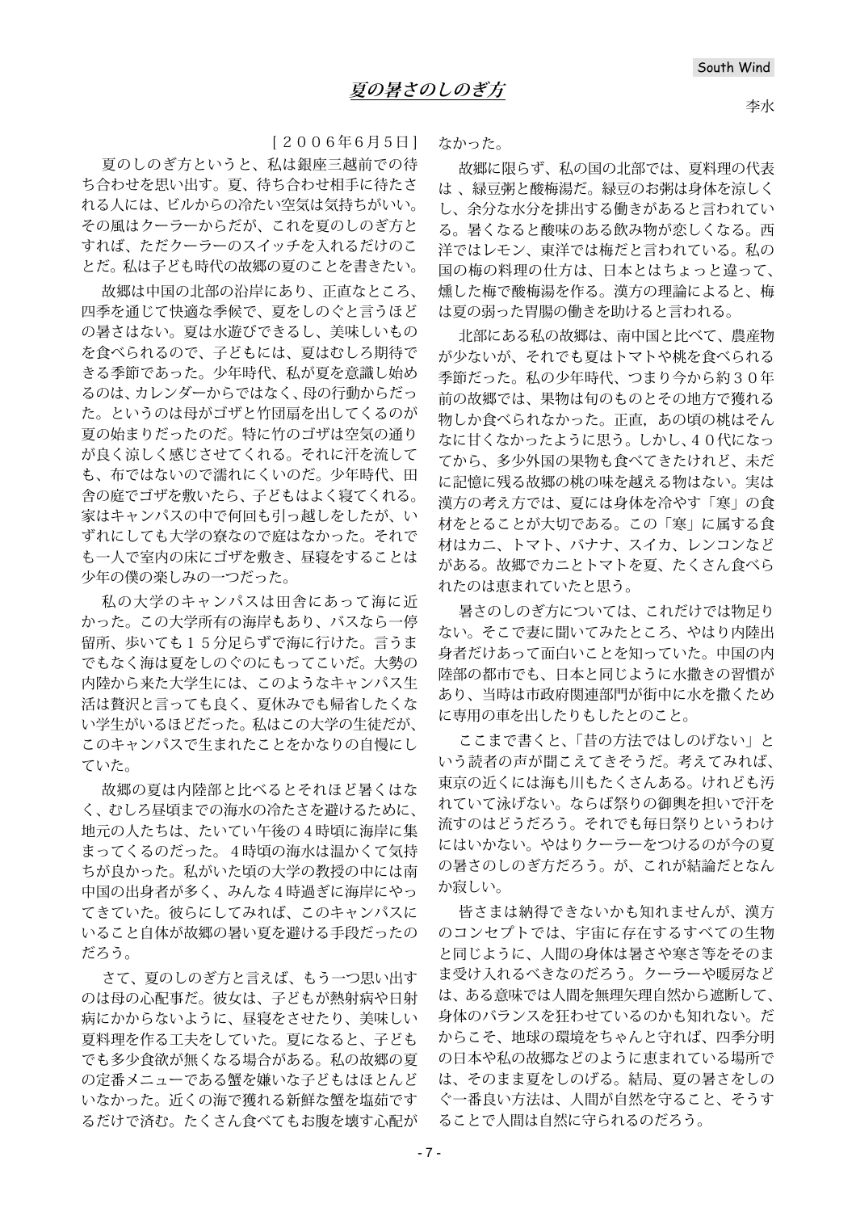## *夏の暑さのしのぎ方*

李水

［２００６年６月５日］

夏のしのぎ方というと、私は銀座三越前での待ち合わせを思い出す。夏、待ち合わせ相手に待たされる人には、ビルからの冷たい空気は気持ちがいい。その風はクーラーからだが、これを夏のしのぎ方とすれば、ただクーラーのスイッチを入れるだけのことだ。私は子ども時代の故郷の夏のことを書きたい。

故郷は中国の北部の沿岸にあり、正直なところ、四季を通じて快適な季候で、夏をしのぐと言うほどの暑さはない。夏は水遊びできるし、美味しいものを食べられるので、子どもには、夏はむしろ期待できる季節であった。少年時代、私が夏を意識し始めるのは、カレンダーからではなく、母の行動からだった。というのは母がゴザと竹団扇を出してくるのが夏の始まりだったのだ。特に竹のゴザは空気の通りが良く涼しく感じさせてくれる。それに汗を流しても、布ではないので濡れにくいのだ。少年時代、田舎の庭でゴザを敷いたら、子どもはよく寝てくれる。家はキャンパスの中で何回も引っ越しをしたが、いずれにしても大学の寮なので庭はなかった。それでも一人で室内の床にゴザを敷き、昼寝をすることは少年の僕の楽しみの一つだった。

私の大学のキャンパスは田舎にあって海に近かった。この大学所有の海岸もあり、バスなら一停留所、歩いても１５分足らずで海に行けた。言うまでもなく海は夏をしのぐのにもってこいだ。大勢の内陸から来た大学生には、このようなキャンパス生活は贅沢と言っても良く、夏休みでも帰省したくない学生がいるほどだった。私はこの大学の生徒だが、このキャンパスで生まれたことをかなりの自慢にしていた。

故郷の夏は内陸部と比べるとそれほど暑くはなく、むしろ昼頃までの海水の冷たさを避けるために、地元の人たちは、たいてい午後の４時頃に海岸に集まってくるのだった。４時頃の海水は温かくて気持ちが良かった。私がいた頃の大学の教授の中には南中国の出身者が多く、みんな４時過ぎに海岸にやってきていた。彼らにしてみれば、このキャンパスにいること自体が故郷の暑い夏を避ける手段だったのだろう。

さて、夏のしのぎ方と言えば、もう一つ思い出すのは母の心配事だ。彼女は、子どもが熱射病や日射病にかからないように、昼寝をさせたり、美味しい夏料理を作る工夫をしていた。夏になると、子どもでも多少食欲が無くなる場合がある。私の故郷の夏の定番メニューである蟹を嫌いな子どもはほとんどいなかった。近くの海で獲れる新鮮な蟹を塩茹でするだけで済む。たくさん食べてもお腹を壊す心配がなかった。

故郷に限らず、私の国の北部では、夏料理の代表は 、緑豆粥と酸梅湯だ。緑豆のお粥は身体を涼しくし、余分な水分を排出する働きがあると言われている。暑くなると酸味のある飲み物が恋しくなる。西洋ではレモン、東洋では梅だと言われている。私の国の梅の料理の仕方は、日本とはちょっと違って、燻した梅で酸梅湯を作る。漢方の理論によると、梅は夏の弱った胃腸の働きを助けると言われる。

北部にある私の故郷は、南中国と比べて、農産物が少ないが、それでも夏はトマトや桃を食べられる季節だった。私の少年時代、つまり今から約３０年前の故郷では、果物は旬のものとその地方で獲れる物しか食べられなかった。正直，あの頃の桃はそんなに甘くなかったように思う。しかし、４０代になってから、多少外国の果物も食べてきたけれど、未だに記憶に残る故郷の桃の味を越える物はない。実は漢方の考え方では、夏には身体を冷やす「寒」の食材をとることが大切である。この「寒」に属する食材はカニ、トマト、バナナ、スイカ、レンコンなどがある。故郷でカニとトマトを夏、たくさん食べられたのは恵まれていたと思う。

暑さのしのぎ方については、これだけでは物足りない。そこで妻に聞いてみたところ、やはり内陸出身者だけあって面白いことを知っていた。中国の内陸部の都市でも、日本と同じように水撒きの習慣があり、当時は市政府関連部門が街中に水を撒くために専用の車を出したりもしたとのこと。

ここまで書くと、「昔の方法ではしのげない」という読者の声が聞こえてきそうだ。考えてみれば、東京の近くには海も川もたくさんある。けれども汚れていて泳げない。ならば祭りの御輿を担いで汗を流すのはどうだろう。それでも毎日祭りというわけにはいかない。やはりクーラーをつけるのが今の夏の暑さのしのぎ方だろう。が、これが結論だとなんか寂しい。

皆さまは納得できないかも知れませんが、漢方のコンセプトでは、宇宙に存在するすべての生物と同じように、人間の身体は暑さや寒さ等をそのまま受け入れるべきなのだろう。クーラーや暖房などは、ある意味では人間を無理矢理自然から遮断して、身体のバランスを狂わせているのかも知れない。だからこそ、地球の環境をちゃんと守れば、四季分明の日本や私の故郷などのように恵まれている場所では、そのまま夏をしのげる。結局、夏の暑さをしのぐ一番良い方法は、人間が自然を守ること、そうすることで人間は自然に守られるのだろう。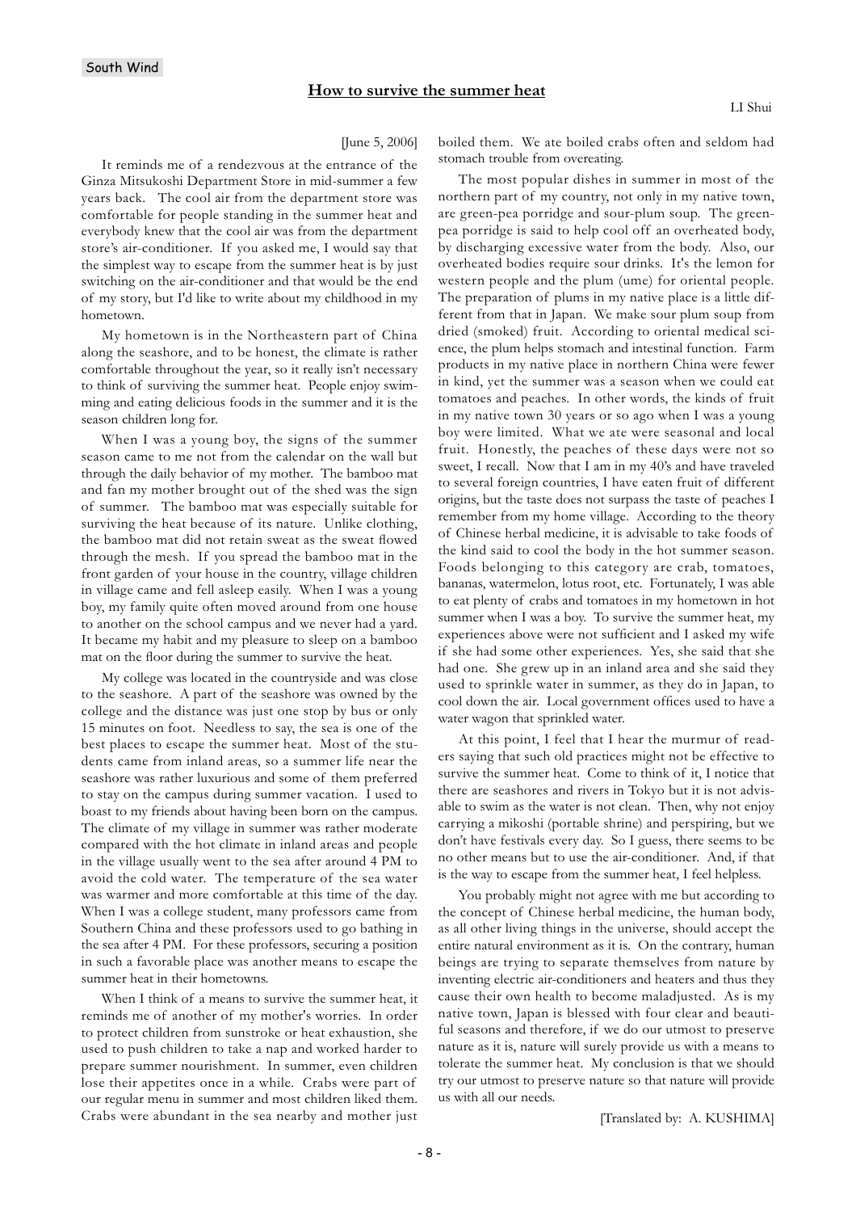South Wind

## How to survive the summer heat

LI Shui

[June 5, 2006]

It reminds me of a rendezvous at the entrance of the Ginza Mitsukoshi Department Store in mid-summer a few years back. The cool air from the department store was comfortable for people standing in the summer heat and everybody knew that the cool air was from the department store's air-conditioner. If you asked me, I would say that the simplest way to escape from the summer heat is by just switching on the air-conditioner and that would be the end of my story, but I'd like to write about my childhood in my hometown.

My hometown is in the Northeastern part of China along the seashore, and to be honest, the climate is rather comfortable throughout the year, so it really isn't necessary to think of surviving the summer heat. People enjoy swimming and eating delicious foods in the summer and it is the season children long for.

When I was a young boy, the signs of the summer season came to me not from the calendar on the wall but through the daily behavior of my mother. The bamboo mat and fan my mother brought out of the shed was the sign of summer. The bamboo mat was especially suitable for surviving the heat because of its nature. Unlike clothing, the bamboo mat did not retain sweat as the sweat flowed through the mesh. If you spread the bamboo mat in the front garden of your house in the country, village children in village came and fell asleep easily. When I was a young boy, my family quite often moved around from one house to another on the school campus and we never had a yard. It became my habit and my pleasure to sleep on a bamboo mat on the floor during the summer to survive the heat.

My college was located in the countryside and was close to the seashore. A part of the seashore was owned by the college and the distance was just one stop by bus or only 15 minutes on foot. Needless to say, the sea is one of the best places to escape the summer heat. Most of the students came from inland areas, so a summer life near the seashore was rather luxurious and some of them preferred to stay on the campus during summer vacation. I used to boast to my friends about having been born on the campus. The climate of my village in summer was rather moderate compared with the hot climate in inland areas and people in the village usually went to the sea after around 4 PM to avoid the cold water. The temperature of the sea water was warmer and more comfortable at this time of the day. When I was a college student, many professors came from Southern China and these professors used to go bathing in the sea after 4 PM. For these professors, securing a position in such a favorable place was another means to escape the summer heat in their hometowns.

When I think of a means to survive the summer heat, it reminds me of another of my mother's worries. In order to protect children from sunstroke or heat exhaustion, she used to push children to take a nap and worked harder to prepare summer nourishment. In summer, even children lose their appetites once in a while. Crabs were part of our regular menu in summer and most children liked them. Crabs were abundant in the sea nearby and mother just boiled them. We ate boiled crabs often and seldom had stomach trouble from overeating.

The most popular dishes in summer in most of the northern part of my country, not only in my native town, are green-pea porridge and sour-plum soup. The green-pea porridge is said to help cool off an overheated body, by discharging excessive water from the body. Also, our overheated bodies require sour drinks. It's the lemon for western people and the plum (ume) for oriental people. The preparation of plums in my native place is a little different from that in Japan. We make sour plum soup from dried (smoked) fruit. According to oriental medical science, the plum helps stomach and intestinal function. Farm products in my native place in northern China were fewer in kind, yet the summer was a season when we could eat tomatoes and peaches. In other words, the kinds of fruit in my native town 30 years or so ago when I was a young boy were limited. What we ate were seasonal and local fruit. Honestly, the peaches of these days were not so sweet, I recall. Now that I am in my 40's and have traveled to several foreign countries, I have eaten fruit of different origins, but the taste does not surpass the taste of peaches I remember from my home village. According to the theory of Chinese herbal medicine, it is advisable to take foods of the kind said to cool the body in the hot summer season. Foods belonging to this category are crab, tomatoes, bananas, watermelon, lotus root, etc. Fortunately, I was able to eat plenty of crabs and tomatoes in my hometown in hot summer when I was a boy. To survive the summer heat, my experiences above were not sufficient and I asked my wife if she had some other experiences. Yes, she said that she had one. She grew up in an inland area and she said they used to sprinkle water in summer, as they do in Japan, to cool down the air. Local government offices used to have a water wagon that sprinkled water.

At this point, I feel that I hear the murmur of readers saying that such old practices might not be effective to survive the summer heat. Come to think of it, I notice that there are seashores and rivers in Tokyo but it is not advisable to swim as the water is not clean. Then, why not enjoy carrying a mikoshi (portable shrine) and perspiring, but we don't have festivals every day. So I guess, there seems to be no other means but to use the air-conditioner. And, if that is the way to escape from the summer heat, I feel helpless.

You probably might not agree with me but according to the concept of Chinese herbal medicine, the human body, as all other living things in the universe, should accept the entire natural environment as it is. On the contrary, human beings are trying to separate themselves from nature by inventing electric air-conditioners and heaters and thus they cause their own health to become maladjusted. As is my native town, Japan is blessed with four clear and beautiful seasons and therefore, if we do our utmost to preserve nature as it is, nature will surely provide us with a means to tolerate the summer heat. My conclusion is that we should try our utmost to preserve nature so that nature will provide us with all our needs.

[Translated by: A. KUSHIMA]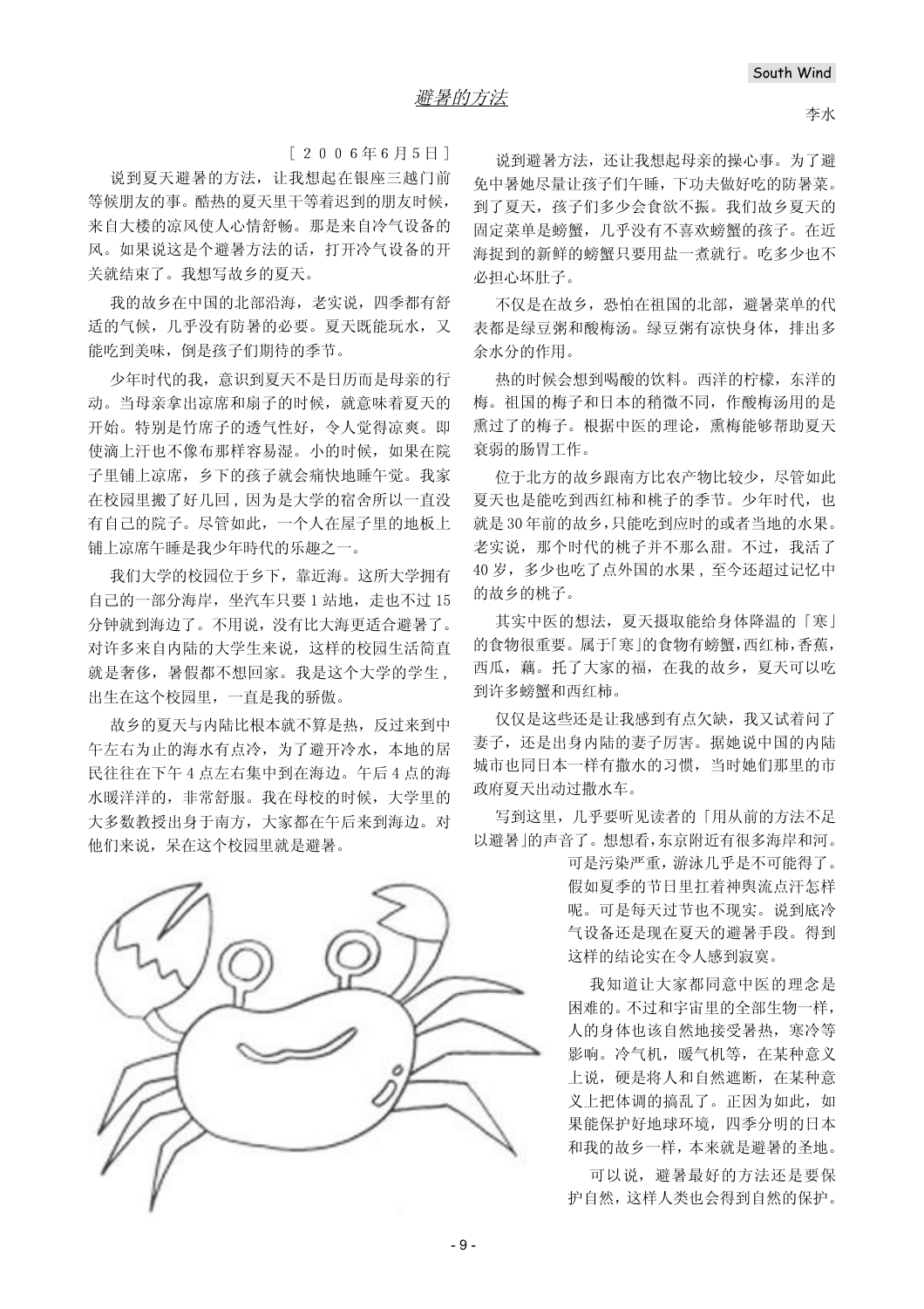# 避暑的方法

李水

［２００６年６月５日］

说到夏天避暑的方法，让我想起在银座三越门前等候朋友的事。酷热的夏天里干等着迟到的朋友时候，来自大楼的凉风使人心情舒畅。那是来自冷气设备的风。如果说这是个避暑方法的话，打开冷气设备的开关就结束了。我想写故乡的夏天。

我的故乡在中国的北部沿海，老实说，四季都有舒适的气候，几乎没有防暑的必要。夏天既能玩水，又能吃到美味，倒是孩子们期待的季节。

少年时代的我，意识到夏天不是日历而是母亲的行动。当母亲拿出凉席和扇子的时候，就意味着夏天的开始。特别是竹席子的透气性好，令人觉得凉爽。即使滴上汗也不像布那样容易湿。小的时候，如果在院子里铺上凉席，乡下的孩子就会痛快地睡午觉。我家在校园里搬了好几回，因为是大学的宿舍所以一直没有自己的院子。尽管如此，一个人在屋子里的地板上铺上凉席午睡是我少年时代的乐趣之一。

我们大学的校园位于乡下，靠近海。这所大学拥有自己的一部分海岸，坐汽车只要 1 站地，走也不过 15 分钟就到海边了。不用说，没有比大海更适合避暑了。对许多来自内陆的大学生来说，这样的校园生活简直就是奢侈，暑假都不想回家。我是这个大学的学生，出生在这个校园里，一直是我的骄傲。

故乡的夏天与内陆比根本就不算是热，反过来到中午左右为止的海水有点冷，为了避开冷水，本地的居民往往在下午 4 点左右集中到在海边。午后 4 点的海水暖洋洋的，非常舒服。我在母校的时候，大学里的大多数教授出身于南方，大家都在午后来到海边。对他们来说，呆在这个校园里就是避暑。

说到避暑方法，还让我想起母亲的操心事。为了避免中暑她尽量让孩子们午睡，下功夫做好吃的防暑菜。到了夏天，孩子们多少会食欲不振。我们故乡夏天的固定菜单是螃蟹，几乎没有不喜欢螃蟹的孩子。在近海捉到的新鲜的螃蟹只要用盐一煮就行。吃多少也不必担心坏肚子。

不仅是在故乡，恐怕在祖国的北部，避暑菜单的代表都是绿豆粥和酸梅汤。绿豆粥有凉快身体，排出多余水分的作用。

热的时候会想到喝酸的饮料。西洋的柠檬，东洋的梅。祖国的梅子和日本的稍微不同，作酸梅汤用的是熏过了的梅子。根据中医的理论，熏梅能够帮助夏天衰弱的肠胃工作。

位于北方的故乡跟南方比农产物比较少，尽管如此夏天也是能吃到西红柿和桃子的季节。少年时代，也就是 30 年前的故乡，只能吃到应时的或者当地的水果。老实说，那个时代的桃子并不那么甜。不过，我活了 40 岁，多少也吃了点外国的水果，至今还超过记忆中的故乡的桃子。

其实中医的想法，夏天摄取能给身体降温的「寒」的食物很重要。属于「寒」的食物有螃蟹，西红柿，香蕉，西瓜，藕。托了大家的福，在我的故乡，夏天可以吃到许多螃蟹和西红柿。

仅仅是这些还是让我感到有点欠缺，我又试着问了妻子，还是出身内陆的妻子厉害。据她说中国的内陆城市也同日本一样有撒水的习惯，当时她们那里的市政府夏天出动过撒水车。

写到这里，几乎要听见读者的「用从前的方法不足以避暑」的声音了。想想看，东京附近有很多海岸和河。可是污染严重，游泳几乎是不可能得了。假如夏季的节日里扛着神舆流点汗怎样呢。可是每天过节也不现实。说到底冷气设备还是现在夏天的避暑手段。得到这样的结论实在令人感到寂寞。

我知道让大家都同意中医的理念是困难的。不过和宇宙里的全部生物一样，人的身体也该自然地接受暑热，寒冷等影响。冷气机，暖气机等，在某种意义上说，硬是将人和自然遮断，在某种意义上把体调的搞乱了。正因为如此，如果能保护好地球环境，四季分明的日本和我的故乡一样，本来就是避暑的圣地。

可以说，避暑最好的方法还是要保护自然，这样人类也会得到自然的保护。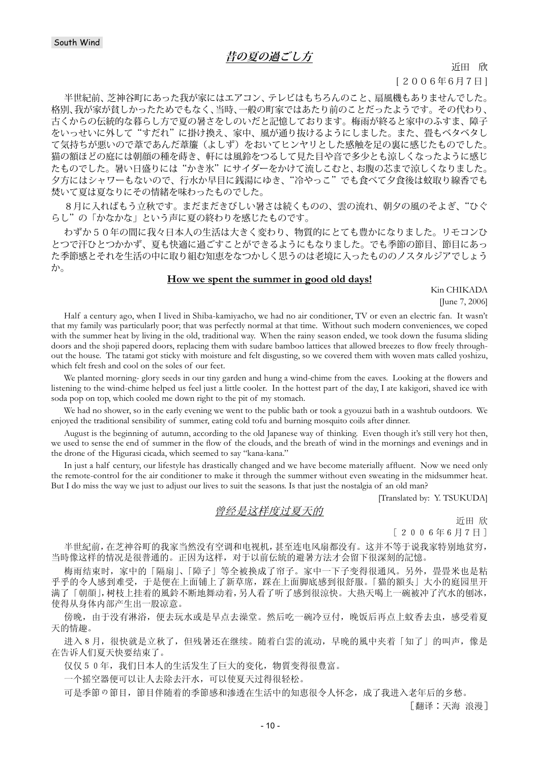South Wind

## *昔の夏の過ごし方*

近田　欣

［２００６年６月７日］

半世紀前、芝神谷町にあった我が家にはエアコン、テレビはもちろんのこと、扇風機もありませんでした。格別、我が家が貧しかったためでもなく、当時、一般の町家ではあたり前のことだったようです。その代わり、古くからの伝統的な暮らし方で夏の暑さをしのいだと記憶しております。梅雨が終ると家中のふすま、障子をいっせいに外して“すだれ”に掛け換え、家中、風が通り抜けるようにしました。また、畳もベタベタして気持ちが悪いので葦であんだ葦簾（よしず）をおいてヒンヤリとした感触を足の裏に感じたものでした。猫の額ほどの庭には朝顔の種を蒔き、軒には風鈴をつるして見た目や音で多少とも涼しくなったように感じたものでした。暑い日盛りには“かき氷”にサイダーをかけて流しこむと、お腹の芯まで涼しくなりました。夕方にはシャワーもないので、行水か早目に銭湯にゆき、“冷やっこ”でも食べて夕食後は蚊取り線香でも焚いて夏は夏なりにその情緒を味わったものでした。

８月に入ればもう立秋です。まだまだきびしい暑さは続くものの、雲の流れ、朝夕の風のそよぎ、“ひぐらし”の「かなかな」という声に夏の終わりを感じたものです。

わずか５０年の間に我々日本人の生活は大きく変わり、物質的にとても豊かになりました。リモコンひとつで汗ひとつかかず、夏も快適に過ごすことができるようにもなりました。でも季節の節目、節目にあった季節感とそれを生活の中に取り組む知恵をなつかしく思うのは老境に入ったもののノスタルジアでしょうか。

## How we spent the summer in good old days!

Kin CHIKADA

[June 7, 2006]

Half a century ago, when I lived in Shiba-kamiyacho, we had no air conditioner, TV or even an electric fan. It wasn't that my family was particularly poor; that was perfectly normal at that time. Without such modern conveniences, we coped with the summer heat by living in the old, traditional way. When the rainy season ended, we took down the fusuma sliding doors and the shoji papered doors, replacing them with sudare bamboo lattices that allowed breezes to flow freely throughout the house. The tatami got sticky with moisture and felt disgusting, so we covered them with woven mats called yoshizu, which felt fresh and cool on the soles of our feet.

We planted morning- glory seeds in our tiny garden and hung a wind-chime from the eaves. Looking at the flowers and listening to the wind-chime helped us feel just a little cooler. In the hottest part of the day, I ate kakigori, shaved ice with soda pop on top, which cooled me down right to the pit of my stomach.

We had no shower, so in the early evening we went to the public bath or took a gyouzui bath in a washtub outdoors. We enjoyed the traditional sensibility of summer, eating cold tofu and burning mosquito coils after dinner.

August is the beginning of autumn, according to the old Japanese way of thinking. Even though it's still very hot then, we used to sense the end of summer in the flow of the clouds, and the breath of wind in the mornings and evenings and in the drone of the Higurasi cicada, which seemed to say "kana-kana."

In just a half century, our lifestyle has drastically changed and we have become materially affluent. Now we need only the remote-control for the air conditioner to make it through the summer without even sweating in the midsummer heat. But I do miss the way we just to adjust our lives to suit the seasons. Is that just the nostalgia of an old man?

[Translated by: Y. TSUKUDA]

## *曾经是这样度过夏天的*

近田 欣

［２００６年６月７日］

半世紀前，在芝神谷町的我家当然没有空调和电视机，甚至连电风扇都没有。这并不等于说我家特别地贫穷，当時像这样的情况是很普通的。正因为这样，对于以前伝統的避暑方法才会留下很深刻的記憶。

梅雨结束时，家中的「隔扇」、「障子」等全被换成了帘子。家中一下子变得很通风。另外，畳畳米也是粘乎乎的令人感到难受，于是便在上面铺上了新草席，踩在上面脚底感到很舒服。「猫的額头」大小的庭园里开满了「朝顔」，树枝上挂着的風鈴不断地舞动着，另人看了听了感到很涼快。大热天喝上一碗被冲了汽水的刨冰，使得从身体内部产生出一股凉意。

傍晚，由于没有淋浴，便去玩水或是早点去澡堂。然后吃一碗冷豆付，晚饭后再点上蚊香去虫，感受着夏天的情趣。

进入８月，很快就是立秋了，但残暑还在继续。随着白雲的流动，早晚的風中夹着「知了」的叫声，像是在告诉人们夏天快要结束了。

仅仅５０年，我们日本人的生活发生了巨大的变化，物質变得很豊富。

一个摇空器便可以让人去除去汗水，可以使夏天过得很轻松。

可是季節の節目，節目伴随着的季節感和滲透在生活中的知恵很令人怀念，成了我进入老年后的乡愁。

［翻译：天海 浪漫］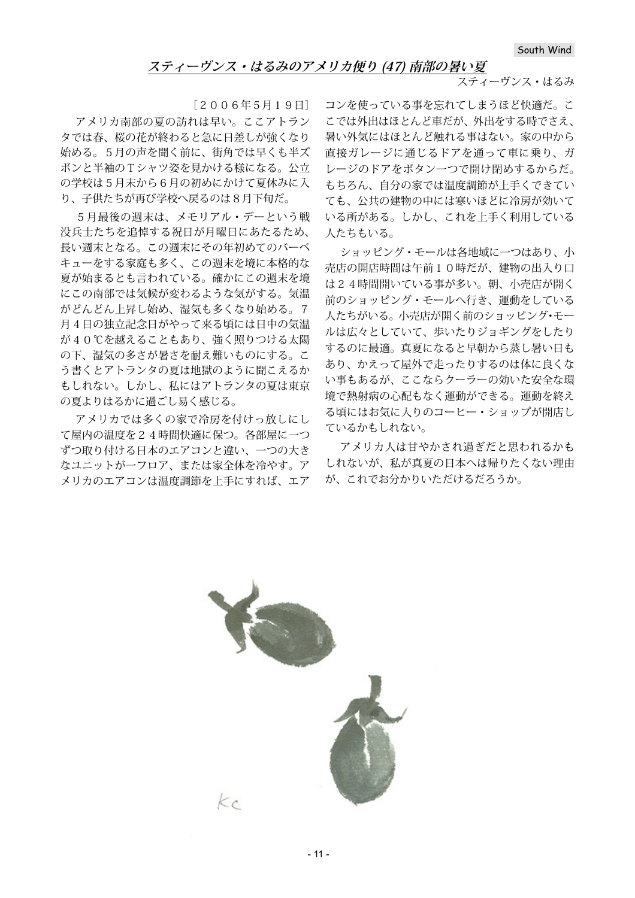## *スティーヴンス・はるみのアメリカ便り (47) 南部の暑い夏*

スティーヴンス・はるみ

［２００６年5月１９日］

アメリカ南部の夏の訪れは早い。ここアトランタでは春、桜の花が終わると急に日差しが強くなり始める。５月の声を聞く前に、街角では早くも半ズボンと半袖のＴシャツ姿を見かける様になる。公立の学校は５月末から６月の初めにかけて夏休みに入り、子供たちが再び学校へ戻るのは８月下旬だ。

５月最後の週末は、メモリアル・デーという戦没兵士たちを追悼する祝日が月曜日にあたるため、長い週末となる。この週末にその年初めてのバーベキューをする家庭も多く、この週末を境に本格的な夏が始まるとも言われている。確かにこの週末を境にこの南部では気候が変わるような気がする。気温がどんどん上昇し始め、湿気も多くなり始める。７月４日の独立記念日がやって来る頃には日中の気温が４０℃を越えることもあり、強く照りつける太陽の下、湿気の多さが暑さを耐え難いものにする。こう書くとアトランタの夏は地獄のように聞こえるかもしれない。しかし、私にはアトランタの夏は東京の夏よりはるかに過ごし易く感じる。

アメリカでは多くの家で冷房を付けっ放しにして屋内の温度を２４時間快適に保つ。各部屋に一つずつ取り付ける日本のエアコンと違い、一つの大きなユニットが一フロア、または家全体を冷やす。アメリカのエアコンは温度調節を上手にすれば、エアコンを使っている事を忘れてしまうほど快適だ。ここでは外出はほとんど車だが、外出をする時でさえ、暑い外気にはほとんど触れる事はない。家の中から直接ガレージに通じるドアを通って車に乗り、ガレージのドアをボタン一つで開け閉めするからだ。もちろん、自分の家では温度調節が上手くできていても、公共の建物の中には寒いほどに冷房が効いている所がある。しかし、これを上手く利用している人たちもいる。

ショッピング・モールは各地域に一つはあり、小売店の開店時間は午前１０時だが、建物の出入り口は２４時間開いている事が多い。朝、小売店が開く前のショッピング・モールへ行き、運動をしている人たちがいる。小売店が開く前のショッピング･モールは広々としていて、歩いたりジョギングをしたりするのに最適。真夏になると早朝から蒸し暑い日もあり、かえって屋外で走ったりするのは体に良くない事もあるが、ここならクーラーの効いた安全な環境で熱射病の心配もなく運動ができる。運動を終える頃にはお気に入りのコーヒー・ショップが開店しているかもしれない。

アメリカ人は甘やかされ過ぎだと思われるかもしれないが、私が真夏の日本へは帰りたくない理由が、これでお分かりいただけるだろうか。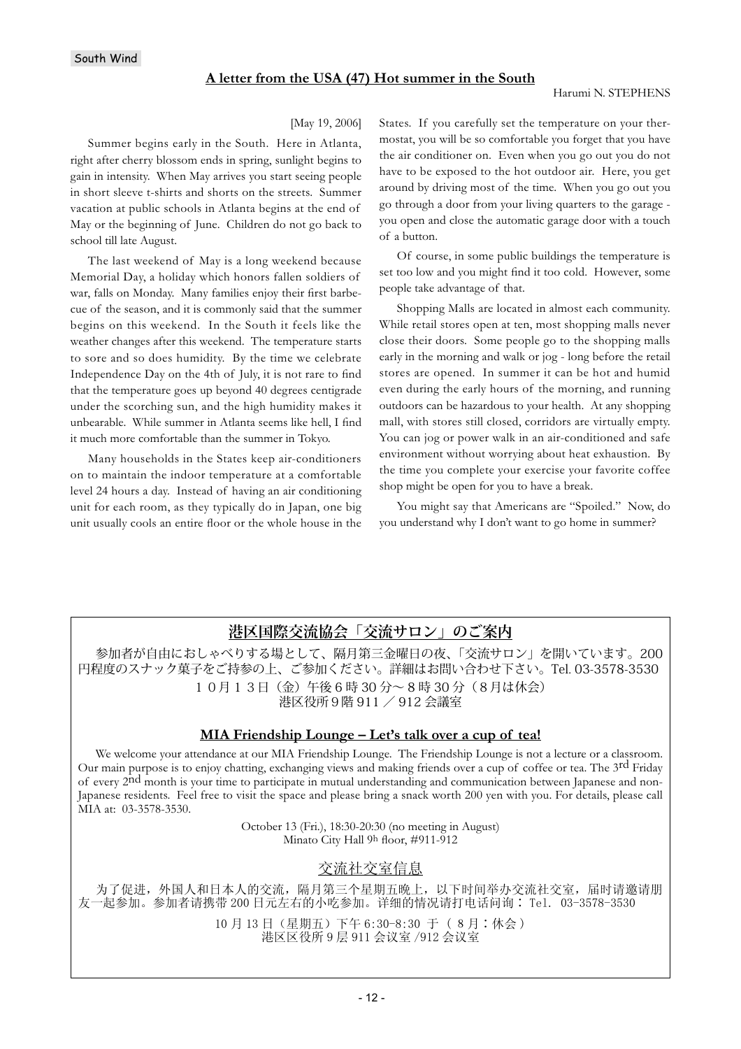South Wind

## A letter from the USA (47) Hot summer in the South

Harumi N. STEPHENS

[May 19, 2006]

Summer begins early in the South. Here in Atlanta, right after cherry blossom ends in spring, sunlight begins to gain in intensity. When May arrives you start seeing people in short sleeve t-shirts and shorts on the streets. Summer vacation at public schools in Atlanta begins at the end of May or the beginning of June. Children do not go back to school till late August.

The last weekend of May is a long weekend because Memorial Day, a holiday which honors fallen soldiers of war, falls on Monday. Many families enjoy their first barbecue of the season, and it is commonly said that the summer begins on this weekend. In the South it feels like the weather changes after this weekend. The temperature starts to sore and so does humidity. By the time we celebrate Independence Day on the 4th of July, it is not rare to find that the temperature goes up beyond 40 degrees centigrade under the scorching sun, and the high humidity makes it unbearable. While summer in Atlanta seems like hell, I find it much more comfortable than the summer in Tokyo.

Many households in the States keep air-conditioners on to maintain the indoor temperature at a comfortable level 24 hours a day. Instead of having an air conditioning unit for each room, as they typically do in Japan, one big unit usually cools an entire floor or the whole house in the States. If you carefully set the temperature on your thermostat, you will be so comfortable you forget that you have the air conditioner on. Even when you go out you do not have to be exposed to the hot outdoor air. Here, you get around by driving most of the time. When you go out you go through a door from your living quarters to the garage - you open and close the automatic garage door with a touch of a button.

Of course, in some public buildings the temperature is set too low and you might find it too cold. However, some people take advantage of that.

Shopping Malls are located in almost each community. While retail stores open at ten, most shopping malls never close their doors. Some people go to the shopping malls early in the morning and walk or jog - long before the retail stores are opened. In summer it can be hot and humid even during the early hours of the morning, and running outdoors can be hazardous to your health. At any shopping mall, with stores still closed, corridors are virtually empty. You can jog or power walk in an air-conditioned and safe environment without worrying about heat exhaustion. By the time you complete your exercise your favorite coffee shop might be open for you to have a break.

You might say that Americans are "Spoiled." Now, do you understand why I don't want to go home in summer?

---

## 港区国際交流協会「交流サロン」のご案内

参加者が自由におしゃべりする場として、隔月第三金曜日の夜、「交流サロン」を開いています。200円程度のスナック菓子をご持参の上、ご参加ください。詳細はお問い合わせ下さい。Tel. 03-3578-3530

１０月１３日（金）午後６時30分～８時30分（８月は休会）
港区役所９階911 ／ 912会議室

### MIA Friendship Lounge – Let's talk over a cup of tea!

We welcome your attendance at our MIA Friendship Lounge. The Friendship Lounge is not a lecture or a classroom. Our main purpose is to enjoy chatting, exchanging views and making friends over a cup of coffee or tea. The 3rd Friday of every 2nd month is your time to participate in mutual understanding and communication between Japanese and non-Japanese residents. Feel free to visit the space and please bring a snack worth 200 yen with you. For details, please call MIA at: 03-3578-3530.

October 13 (Fri.), 18:30-20:30 (no meeting in August)
Minato City Hall 9h floor, #911-912

## 交流社交室信息

为了促进，外国人和日本人的交流，隔月第三个星期五晚上，以下时间举办交流社交室，届时请邀请朋友一起参加。参加者请携带200日元左右的小吃参加。详细的情况请打电话问询：Tel. 03-3578-3530

10月13日（星期五）下午6:30-8:30 于（8月：休会）
港区区役所9层911会议室 /912会议室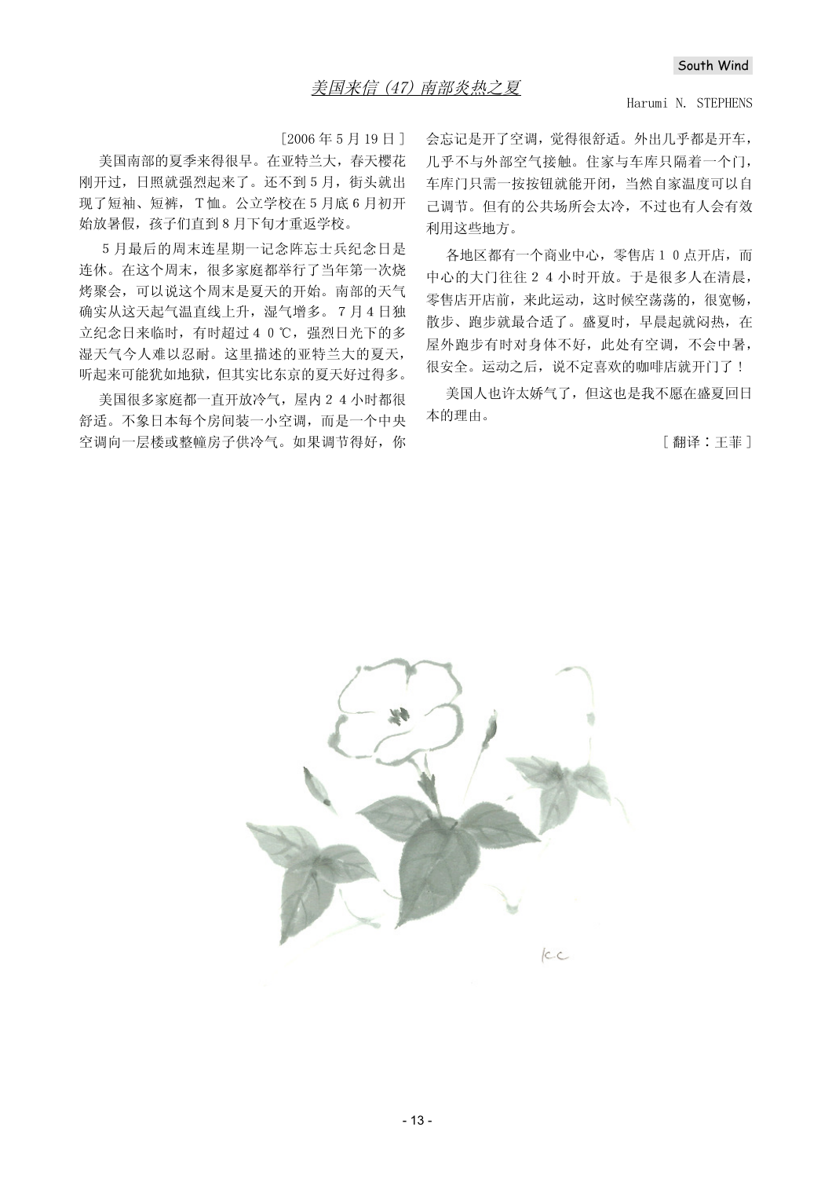South Wind

# 美国来信 (47) 南部炎热之夏

Harumi N. STEPHENS

[2006 年 5 月 19 日]

美国南部的夏季来得很早。在亚特兰大，春天樱花刚开过，日照就强烈起来了。还不到 5 月，街头就出现了短袖、短裤，T 恤。公立学校在 5 月底 6 月初开始放暑假，孩子们直到 8 月下旬才重返学校。

5 月最后的周末连星期一记念阵忘士兵纪念日是连休。在这个周末，很多家庭都举行了当年第一次烧烤聚会，可以说这个周末是夏天的开始。南部的天气确实从这天起气温直线上升，湿气增多。7 月 4 日独立纪念日来临时，有时超过 4 0 ℃，强烈日光下的多湿天气令人难以忍耐。这里描述的亚特兰大的夏天，听起来可能犹如地狱，但其实比东京的夏天好过得多。

美国很多家庭都一直开放冷气，屋内 2 4 小时都很舒适。不象日本每个房间装一小空调，而是一个中央空调向一层楼或整幢房子供冷气。如果调节得好，你会忘记是开了空调，觉得很舒适。外出几乎都是开车，几乎不与外部空气接触。住家与车库只隔着一个门，车库门只需一按按钮就能开闭，当然自家温度可以自己调节。但有的公共场所会太冷，不过也有人会有效利用这些地方。

各地区都有一个商业中心，零售店 1 0 点开店，而中心的大门往往 2 4 小时开放。于是很多人在清晨，零售店开店前，来此运动，这时候空荡荡的，很宽畅，散步、跑步就最合适了。盛夏时，早晨起就闷热，在屋外跑步有时对身体不好，此处有空调，不会中暑，很安全。运动之后，说不定喜欢的咖啡店就开门了！

美国人也许太娇气了，但这也是我不愿在盛夏回日本的理由。

[ 翻译：王菲 ]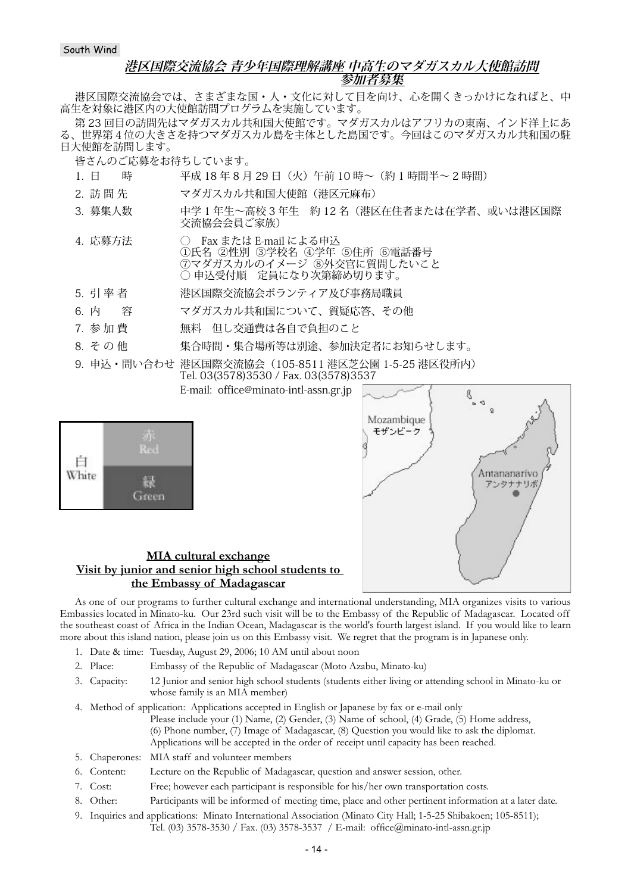South Wind

## *港区国際交流協会 青少年国際理解講座 中高生のマダガスカル大使館訪問 参加者募集*

港区国際交流協会では、さまざまな国・人・文化に対して目を向け、心を開くきっかけになればと、中高生を対象に港区内の大使館訪問プログラムを実施しています。

第 23 回目の訪問先はマダガスカル共和国大使館です。マダガスカルはアフリカの東南、インド洋上にある、世界第 4 位の大きさを持つマダガスカル島を主体とした島国です。今回はこのマダガスカル共和国の駐日大使館を訪問します。

皆さんのご応募をお待ちしています。

1. 日　　時　　平成 18 年 8 月 29 日（火）午前 10 時～（約 1 時間半～ 2 時間）
2. 訪 問 先　　マダガスカル共和国大使館（港区元麻布）
3. 募集人数　　中学 1 年生～高校 3 年生　約 12 名（港区在住者または在学者、或いは港区国際交流協会会員ご家族）
4. 応募方法　　○　Fax または E-mail による申込
   ①氏名 ②性別 ③学校名 ④学年 ⑤住所 ⑥電話番号
   ⑦マダガスカルのイメージ ⑧外交官に質問したいこと
   ○ 申込受付順　定員になり次第締め切ります。
5. 引 率 者　　港区国際交流協会ボランティア及び事務局職員
6. 内　　容　　マダガスカル共和国について、質疑応答、その他
7. 参 加 費　　無料　但し交通費は各自で負担のこと
8. そ の 他　　集合時間・集合場所等は別途、参加決定者にお知らせします。
9. 申込・問い合わせ　港区国際交流協会（105-8511 港区芝公園 1-5-25 港区役所内）
   Tel. 03(3578)3530 / Fax. 03(3578)3537
   E-mail: office@minato-intl-assn.gr.jp

白 White　赤 Red　緑 Green

Mozambique モザンビーク　Antananarivo アンタナナリボ

**MIA cultural exchange**
**Visit by junior and senior high school students to the Embassy of Madagascar**

As one of our programs to further cultural exchange and international understanding, MIA organizes visits to various Embassies located in Minato-ku. Our 23rd such visit will be to the Embassy of the Republic of Madagascar. Located off the southeast coast of Africa in the Indian Ocean, Madagascar is the world's fourth largest island. If you would like to learn more about this island nation, please join us on this Embassy visit. We regret that the program is in Japanese only.

1. Date & time: Tuesday, August 29, 2006; 10 AM until about noon
2. Place: Embassy of the Republic of Madagascar (Moto Azabu, Minato-ku)
3. Capacity: 12 Junior and senior high school students (students either living or attending school in Minato-ku or whose family is an MIA member)
4. Method of application: Applications accepted in English or Japanese by fax or e-mail only
   Please include your (1) Name, (2) Gender, (3) Name of school, (4) Grade, (5) Home address, (6) Phone number, (7) Image of Madagascar, (8) Question you would like to ask the diplomat.
   Applications will be accepted in the order of receipt until capacity has been reached.
5. Chaperones: MIA staff and volunteer members
6. Content: Lecture on the Republic of Madagascar, question and answer session, other.
7. Cost: Free; however each participant is responsible for his/her own transportation costs.
8. Other: Participants will be informed of meeting time, place and other pertinent information at a later date.
9. Inquiries and applications: Minato International Association (Minato City Hall; 1-5-25 Shibakoen; 105-8511);
   Tel. (03) 3578-3530 / Fax. (03) 3578-3537 / E-mail: office@minato-intl-assn.gr.jp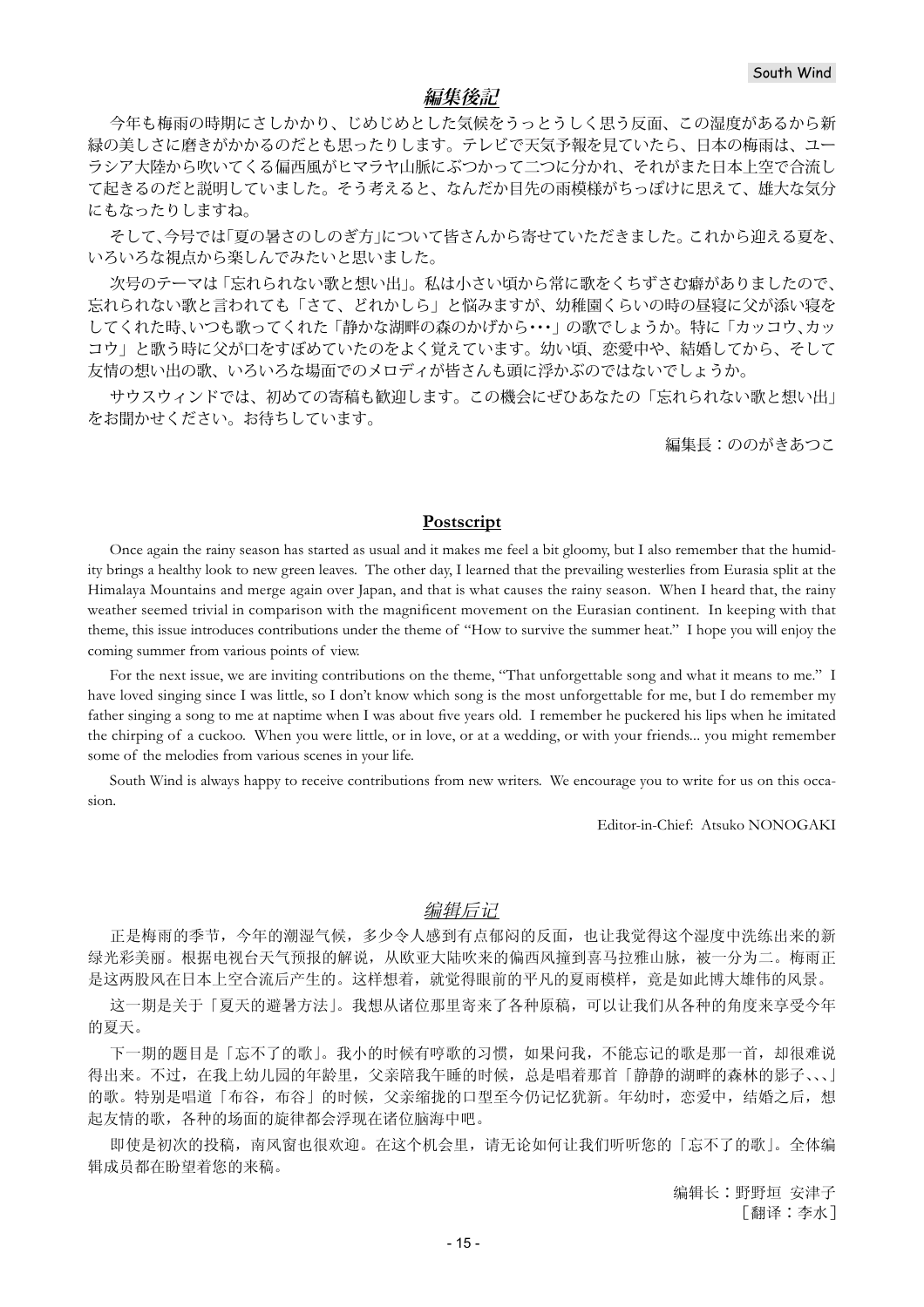## 編集後記

今年も梅雨の時期にさしかかり、じめじめとした気候をうっとうしく思う反面、この湿度があるから新緑の美しさに磨きがかかるのだとも思ったりします。テレビで天気予報を見ていたら、日本の梅雨は、ユーラシア大陸から吹いてくる偏西風がヒマラヤ山脈にぶつかって二つに分かれ、それがまた日本上空で合流して起きるのだと説明していました。そう考えると、なんだか目先の雨模様がちっぽけに思えて、雄大な気分にもなったりしますね。

そして、今号では「夏の暑さのしのぎ方」について皆さんから寄せていただきました。これから迎える夏を、いろいろな視点から楽しんでみたいと思いました。

次号のテーマは「忘れられない歌と想い出」。私は小さい頃から常に歌をくちずさむ癖がありましたので、忘れられない歌と言われても「さて、どれかしら」と悩みますが、幼稚園くらいの時の昼寝に父が添い寝をしてくれた時、いつも歌ってくれた「静かな湖畔の森のかげから･･･」の歌でしょうか。特に「カッコウ、カッコウ」と歌う時に父が口をすぼめていたのをよく覚えています。幼い頃、恋愛中や、結婚してから、そして友情の想い出の歌、いろいろな場面でのメロディが皆さんも頭に浮かぶのではないでしょうか。

サウスウィンドでは、初めての寄稿も歓迎します。この機会にぜひあなたの「忘れられない歌と想い出」をお聞かせください。お待ちしています。

編集長：ののがきあつこ

## Postscript

Once again the rainy season has started as usual and it makes me feel a bit gloomy, but I also remember that the humidity brings a healthy look to new green leaves. The other day, I learned that the prevailing westerlies from Eurasia split at the Himalaya Mountains and merge again over Japan, and that is what causes the rainy season. When I heard that, the rainy weather seemed trivial in comparison with the magnificent movement on the Eurasian continent. In keeping with that theme, this issue introduces contributions under the theme of "How to survive the summer heat." I hope you will enjoy the coming summer from various points of view.

For the next issue, we are inviting contributions on the theme, "That unforgettable song and what it means to me." I have loved singing since I was little, so I don't know which song is the most unforgettable for me, but I do remember my father singing a song to me at naptime when I was about five years old. I remember he puckered his lips when he imitated the chirping of a cuckoo. When you were little, or in love, or at a wedding, or with your friends... you might remember some of the melodies from various scenes in your life.

South Wind is always happy to receive contributions from new writers. We encourage you to write for us on this occasion.

Editor-in-Chief: Atsuko NONOGAKI

## 编辑后记

正是梅雨的季节，今年的潮湿气候，多少令人感到有点郁闷的反面，也让我觉得这个湿度中洗练出来的新绿光彩美丽。根据电视台天气预报的解说，从欧亚大陆吹来的偏西风撞到喜马拉雅山脉，被一分为二。梅雨正是这两股风在日本上空合流后产生的。这样想着，就觉得眼前的平凡的夏雨模样，竟是如此博大雄伟的风景。

这一期是关于「夏天的避暑方法」。我想从诸位那里寄来了各种原稿，可以让我们从各种的角度来享受今年的夏天。

下一期的题目是「忘不了的歌」。我小的时候有哼歌的习惯，如果问我，不能忘记的歌是那一首，却很难说得出来。不过，在我上幼儿园的年龄里，父亲陪我午睡的时候，总是唱着那首「静静的湖畔的森林的影子、、、」的歌。特别是唱道「布谷，布谷」的时候，父亲缩拢的口型至今仍记忆犹新。年幼时，恋爱中，结婚之后，想起友情的歌，各种的场面的旋律都会浮现在诸位脑海中吧。

即使是初次的投稿，南风窗也很欢迎。在这个机会里，请无论如何让我们听听您的「忘不了的歌」。全体编辑成员都在盼望着您的来稿。

编辑长：野野垣 安津子
［翻译：李水］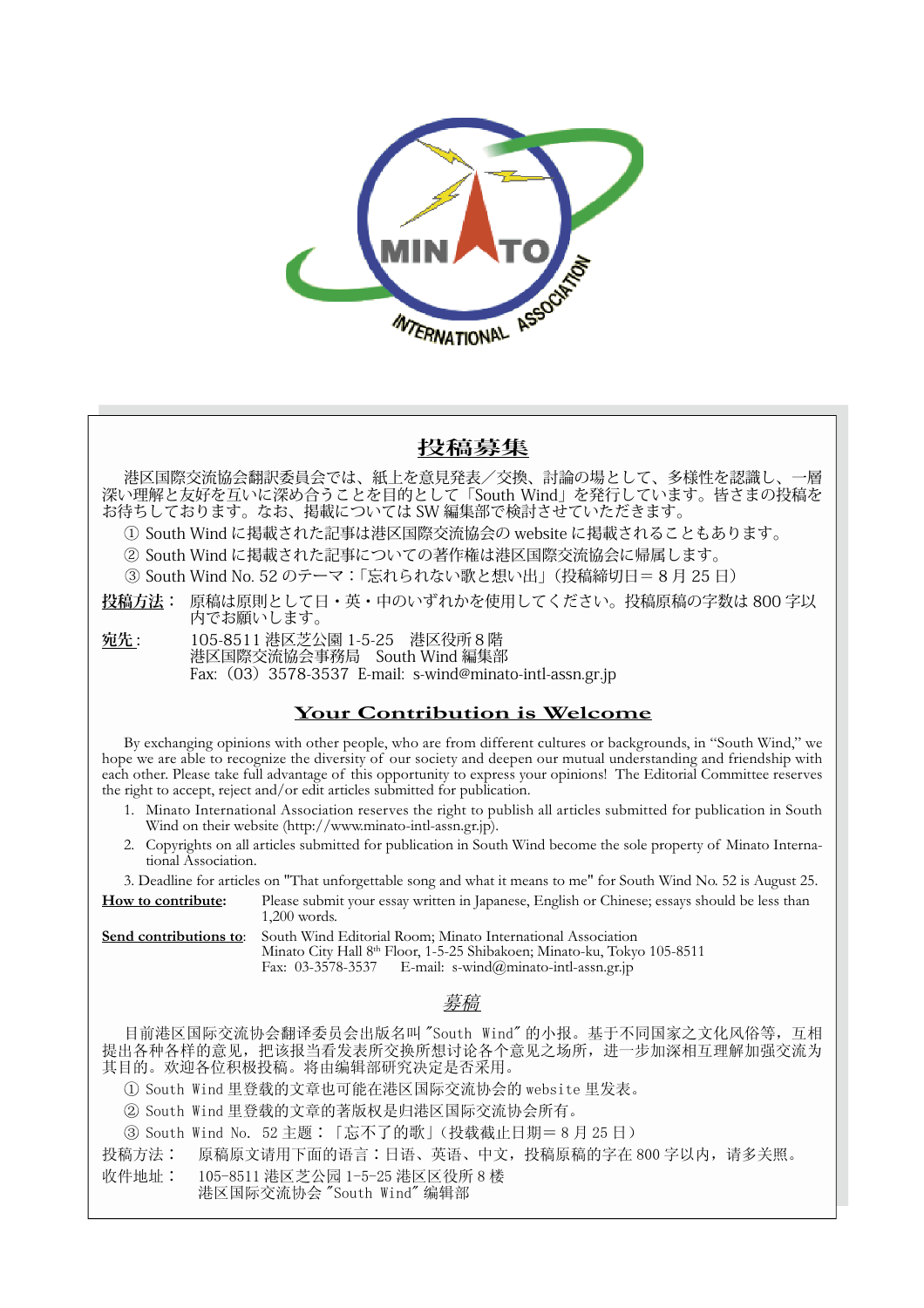## 投稿募集

港区国際交流協会翻訳委員会では、紙上を意見発表／交換、討論の場として、多様性を認識し、一層深い理解と友好を互いに深め合うことを目的として「South Wind」を発行しています。皆さまの投稿をお待ちしております。なお、掲載については SW 編集部で検討させていただきます。

① South Wind に掲載された記事は港区国際交流協会の website に掲載されることもあります。

② South Wind に掲載された記事についての著作権は港区国際交流協会に帰属します。

③ South Wind No. 52 のテーマ：「忘れられない歌と想い出」（投稿締切日＝ 8 月 25 日）

**投稿方法**：　原稿は原則として日・英・中のいずれかを使用してください。投稿原稿の字数は 800 字以内でお願いします。

**宛先**：　105-8511 港区芝公園 1-5-25　港区役所 8 階
港区国際交流協会事務局　South Wind 編集部
Fax:（03）3578-3537　E-mail: s-wind@minato-intl-assn.gr.jp

## Your Contribution is Welcome

By exchanging opinions with other people, who are from different cultures or backgrounds, in "South Wind," we hope we are able to recognize the diversity of our society and deepen our mutual understanding and friendship with each other. Please take full advantage of this opportunity to express your opinions! The Editorial Committee reserves the right to accept, reject and/or edit articles submitted for publication.

1. Minato International Association reserves the right to publish all articles submitted for publication in South Wind on their website (http://www.minato-intl-assn.gr.jp).
2. Copyrights on all articles submitted for publication in South Wind become the sole property of Minato International Association.
3. Deadline for articles on "That unforgettable song and what it means to me" for South Wind No. 52 is August 25.

**How to contribute:** Please submit your essay written in Japanese, English or Chinese; essays should be less than 1,200 words.

**Send contributions to:** South Wind Editorial Room; Minato International Association
Minato City Hall 8th Floor, 1-5-25 Shibakoen; Minato-ku, Tokyo 105-8511
Fax: 03-3578-3537　　E-mail: s-wind@minato-intl-assn.gr.jp

## 募稿

目前港区国际交流协会翻译委员会出版名叫 "South Wind" 的小报。基于不同国家之文化风俗等，互相提出各种各样的意见，把该报当看发表所交换所想讨论各个意见之场所，进一步加深相互理解加强交流为其目的。欢迎各位积极投稿。将由编辑部研究决定是否采用。

① South Wind 里登载的文章也可能在港区国际交流协会的 website 里发表。

② South Wind 里登载的文章的著版权是归港区国际交流协会所有。

③ South Wind No. 52 主题：「忘不了的歌」（投载截止日期＝ 8 月 25 日）

投稿方法：　原稿原文请用下面的语言：日语、英语、中文，投稿原稿的字在 800 字以内，请多关照。

收件地址：　105-8511 港区芝公园 1-5-25 港区区役所 8 楼
港区国际交流协会 "South Wind" 编辑部